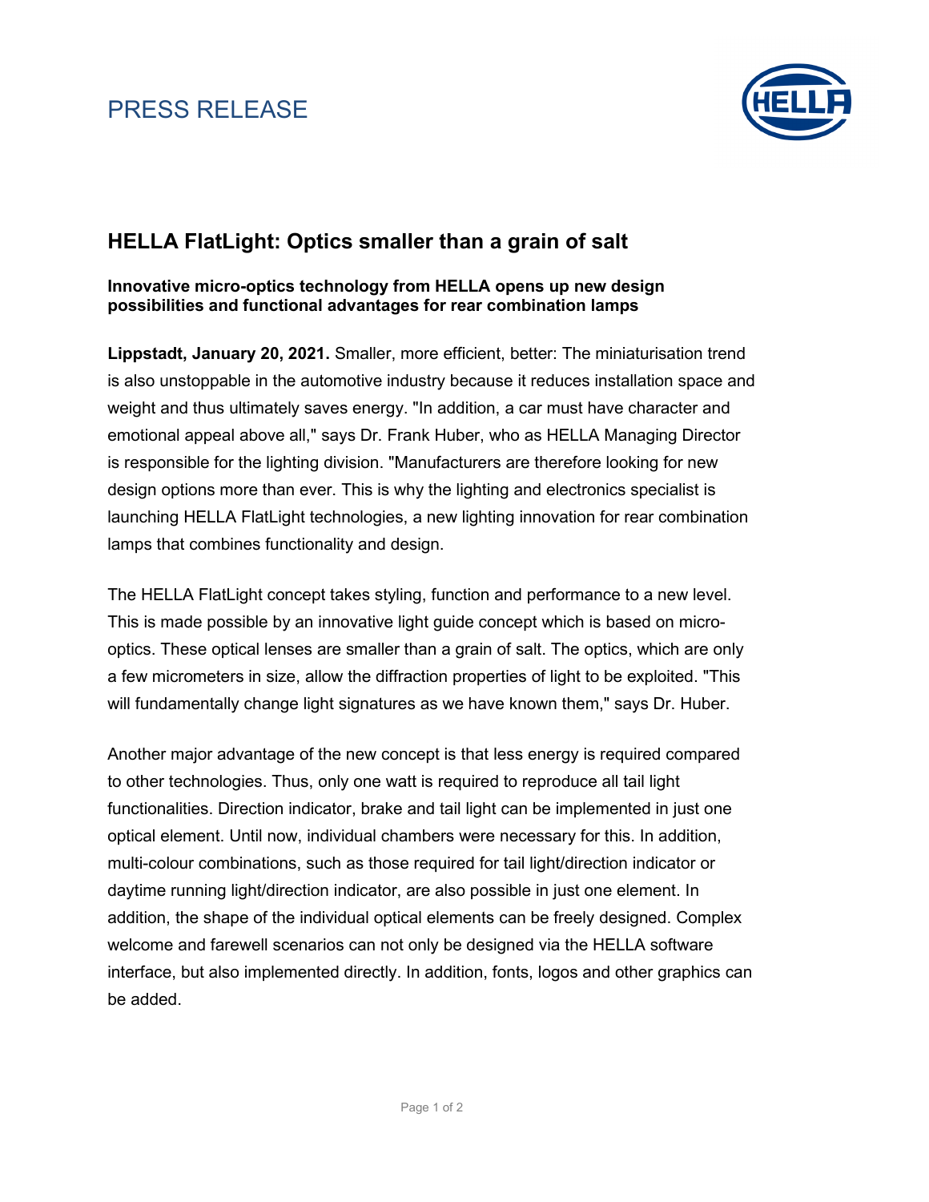# PRESS RELEASE

## HELLA FlatLight: Optics smaller than a grain of salt

**Innovative micro-optics technology from HELLA opens up new design possibilities and functional advantages for rear combination lamps**

**Lippstadt, January 20, 2021.** Smaller, more efficient, better: The miniaturisation trend is also unstoppable in the automotive industry because it reduces installation space and weight and thus ultimately saves energy. "In addition, a car must have character and emotional appeal above all," says Dr. Frank Huber, who as HELLA Managing Director is responsible for the lighting division. "Manufacturers are therefore looking for new design options more than ever. This is why the lighting and electronics specialist is launching HELLA FlatLight technologies, a new lighting innovation for rear combination lamps that combines functionality and design.

The HELLA FlatLight concept takes styling, function and performance to a new level. This is made possible by an innovative light guide concept which is based on micro-optics. These optical lenses are smaller than a grain of salt. The optics, which are only a few micrometers in size, allow the diffraction properties of light to be exploited. "This will fundamentally change light signatures as we have known them," says Dr. Huber.

Another major advantage of the new concept is that less energy is required compared to other technologies. Thus, only one watt is required to reproduce all tail light functionalities. Direction indicator, brake and tail light can be implemented in just one optical element. Until now, individual chambers were necessary for this. In addition, multi-colour combinations, such as those required for tail light/direction indicator or daytime running light/direction indicator, are also possible in just one element. In addition, the shape of the individual optical elements can be freely designed. Complex welcome and farewell scenarios can not only be designed via the HELLA software interface, but also implemented directly. In addition, fonts, logos and other graphics can be added.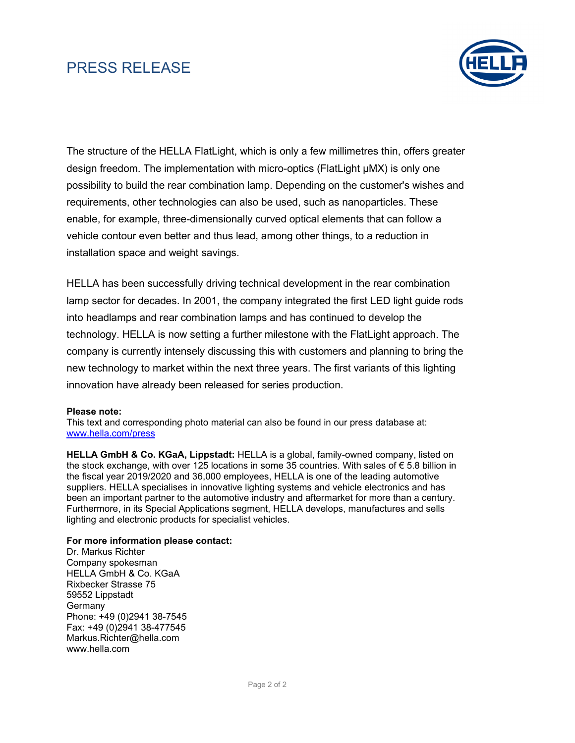The structure of the HELLA FlatLight, which is only a few millimetres thin, offers greater design freedom. The implementation with micro-optics (FlatLight μMX) is only one possibility to build the rear combination lamp. Depending on the customer's wishes and requirements, other technologies can also be used, such as nanoparticles. These enable, for example, three-dimensionally curved optical elements that can follow a vehicle contour even better and thus lead, among other things, to a reduction in installation space and weight savings.

HELLA has been successfully driving technical development in the rear combination lamp sector for decades. In 2001, the company integrated the first LED light guide rods into headlamps and rear combination lamps and has continued to develop the technology. HELLA is now setting a further milestone with the FlatLight approach. The company is currently intensely discussing this with customers and planning to bring the new technology to market within the next three years. The first variants of this lighting innovation have already been released for series production.

**Please note:**
This text and corresponding photo material can also be found in our press database at: [www.hella.com/press](www.hella.com/press)

**HELLA GmbH & Co. KGaA, Lippstadt:** HELLA is a global, family-owned company, listed on the stock exchange, with over 125 locations in some 35 countries. With sales of € 5.8 billion in the fiscal year 2019/2020 and 36,000 employees, HELLA is one of the leading automotive suppliers. HELLA specialises in innovative lighting systems and vehicle electronics and has been an important partner to the automotive industry and aftermarket for more than a century. Furthermore, in its Special Applications segment, HELLA develops, manufactures and sells lighting and electronic products for specialist vehicles.

**For more information please contact:**
Dr. Markus Richter
Company spokesman
HELLA GmbH & Co. KGaA
Rixbecker Strasse 75
59552 Lippstadt
Germany
Phone: +49 (0)2941 38-7545
Fax: +49 (0)2941 38-477545
Markus.Richter@hella.com
www.hella.com